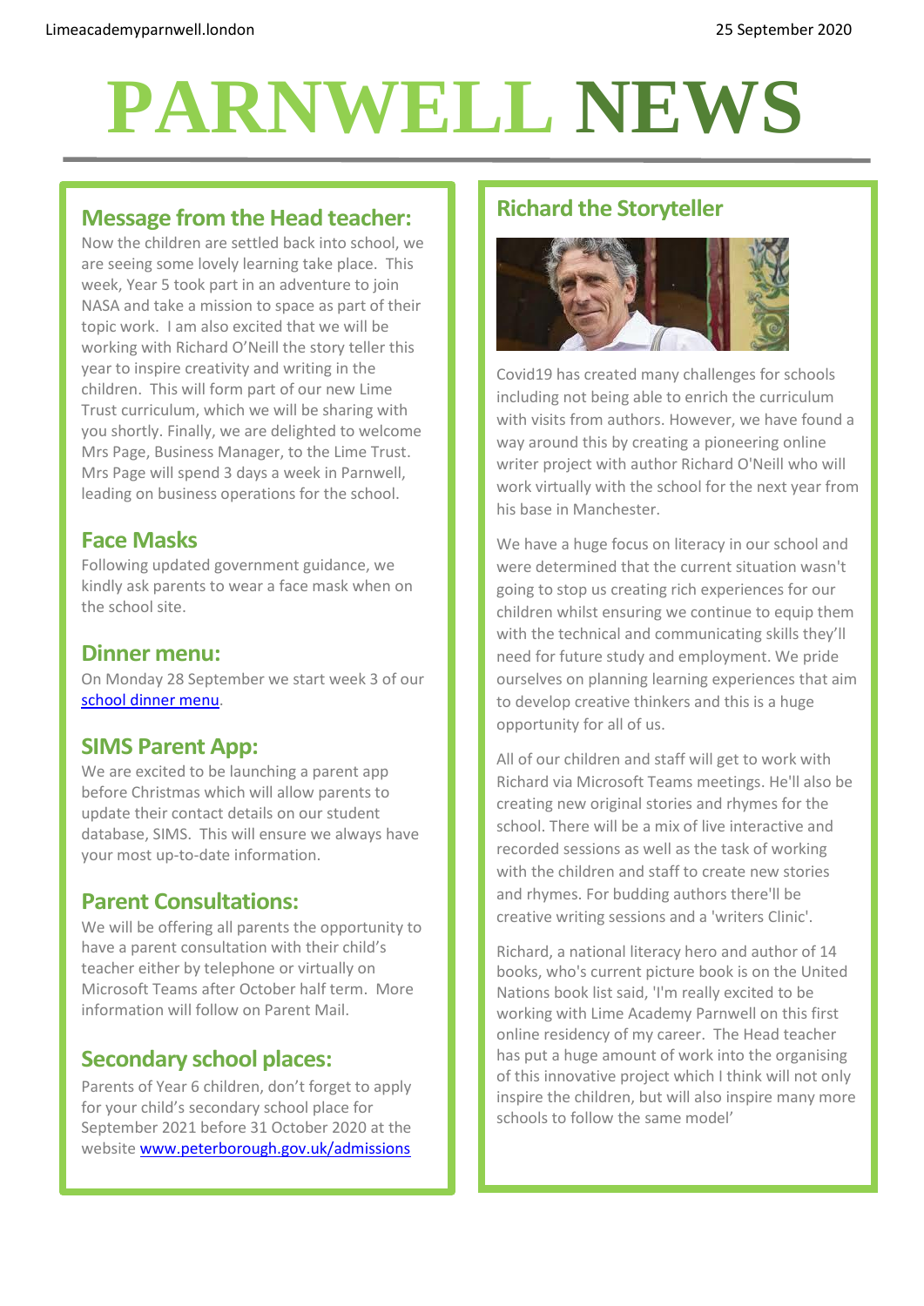Limeacademyparnwell.london

25 September 2020

# PARNWELL NEWS

## Message from the Head teacher:

Now the children are settled back into school, we are seeing some lovely learning take place. This week, Year 5 took part in an adventure to join NASA and take a mission to space as part of their topic work. I am also excited that we will be working with Richard O'Neill the story teller this year to inspire creativity and writing in the children. This will form part of our new Lime Trust curriculum, which we will be sharing with you shortly. Finally, we are delighted to welcome Mrs Page, Business Manager, to the Lime Trust. Mrs Page will spend 3 days a week in Parnwell, leading on business operations for the school.

## Face Masks

Following updated government guidance, we kindly ask parents to wear a face mask when on the school site.

## Dinner menu:

On Monday 28 September we start week 3 of our school dinner menu.

## SIMS Parent App:

We are excited to be launching a parent app before Christmas which will allow parents to update their contact details on our student database, SIMS. This will ensure we always have your most up-to-date information.

## Parent Consultations:

We will be offering all parents the opportunity to have a parent consultation with their child's teacher either by telephone or virtually on Microsoft Teams after October half term. More information will follow on Parent Mail.

## Secondary school places:

Parents of Year 6 children, don't forget to apply for your child's secondary school place for September 2021 before 31 October 2020 at the website www.peterborough.gov.uk/admissions

## Richard the Storyteller

Covid19 has created many challenges for schools including not being able to enrich the curriculum with visits from authors. However, we have found a way around this by creating a pioneering online writer project with author Richard O'Neill who will work virtually with the school for the next year from his base in Manchester.

We have a huge focus on literacy in our school and were determined that the current situation wasn't going to stop us creating rich experiences for our children whilst ensuring we continue to equip them with the technical and communicating skills they'll need for future study and employment. We pride ourselves on planning learning experiences that aim to develop creative thinkers and this is a huge opportunity for all of us.

All of our children and staff will get to work with Richard via Microsoft Teams meetings. He'll also be creating new original stories and rhymes for the school. There will be a mix of live interactive and recorded sessions as well as the task of working with the children and staff to create new stories and rhymes. For budding authors there'll be creative writing sessions and a 'writers Clinic'.

Richard, a national literacy hero and author of 14 books, who's current picture book is on the United Nations book list said, 'I'm really excited to be working with Lime Academy Parnwell on this first online residency of my career. The Head teacher has put a huge amount of work into the organising of this innovative project which I think will not only inspire the children, but will also inspire many more schools to follow the same model'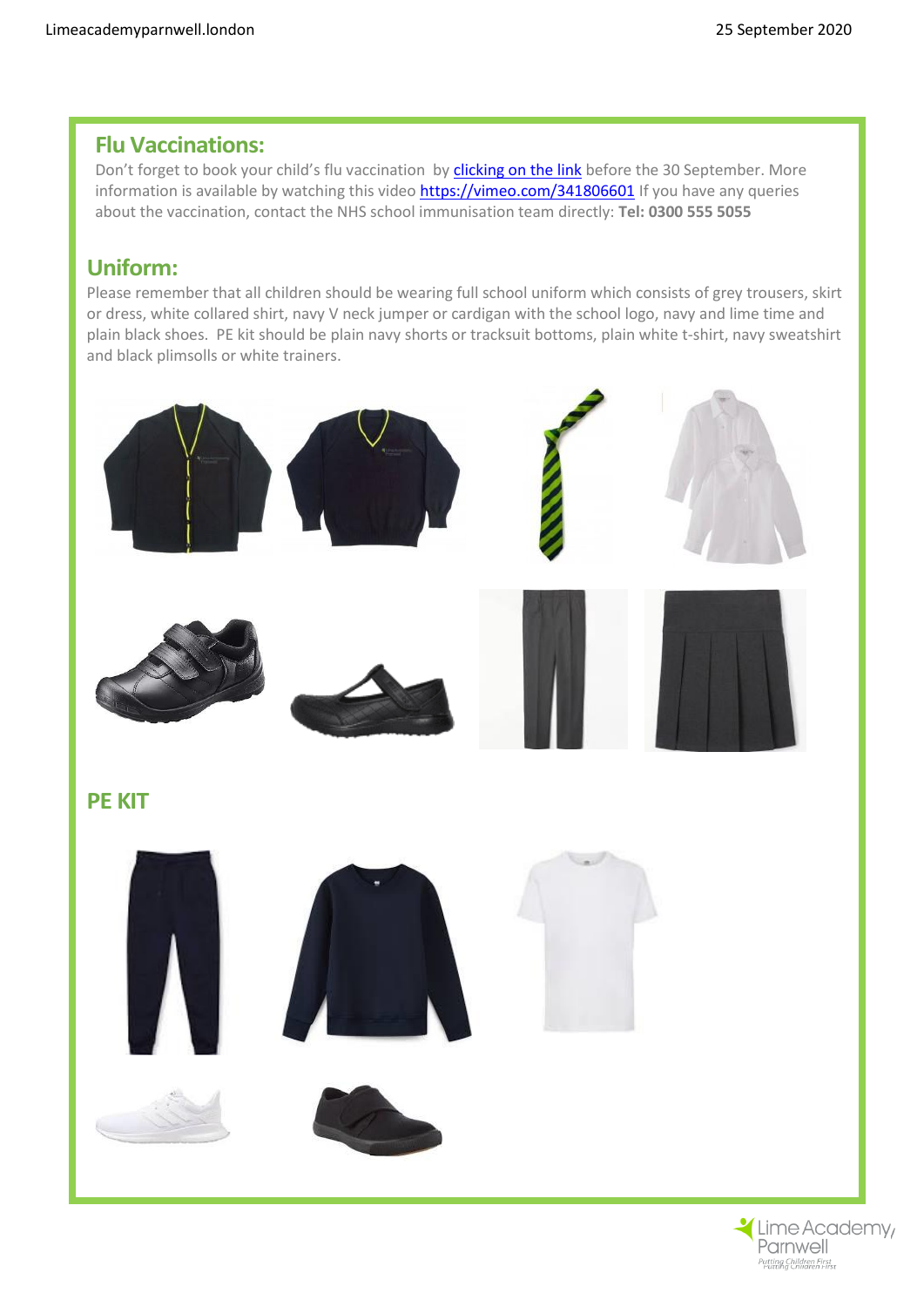## Flu Vaccinations:

Don't forget to book your child's flu vaccination by [clicking on the link](#) before the 30 September. More information is available by watching this video https://vimeo.com/341806601 If you have any queries about the vaccination, contact the NHS school immunisation team directly: **Tel: 0300 555 5055**

## Uniform:

Please remember that all children should be wearing full school uniform which consists of grey trousers, skirt or dress, white collared shirt, navy V neck jumper or cardigan with the school logo, navy and lime time and plain black shoes. PE kit should be plain navy shorts or tracksuit bottoms, plain white t-shirt, navy sweatshirt and black plimsolls or white trainers.

## PE KIT